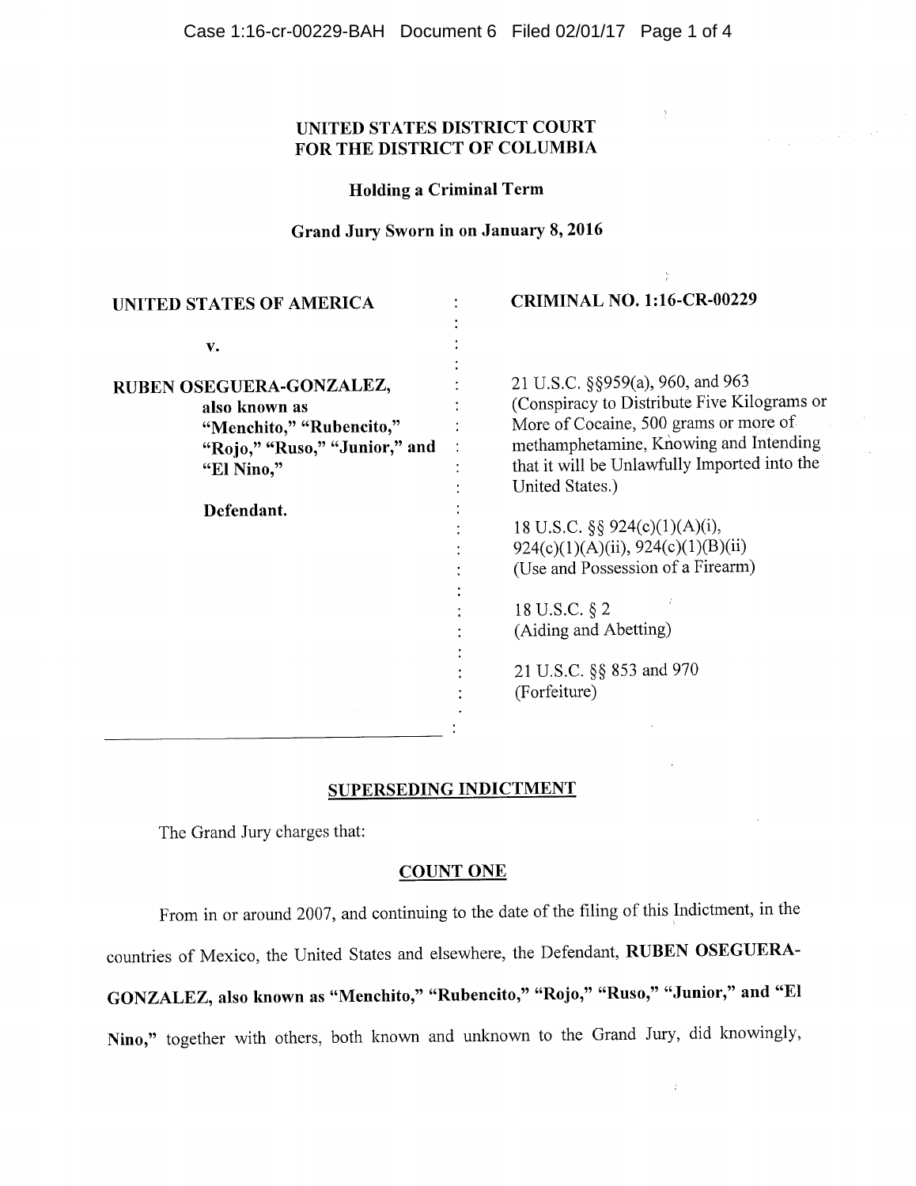**UNITED STATES DISTRICT COURT**
**FOR THE DISTRICT OF COLUMBIA**

**Holding a Criminal Term**

**Grand Jury Sworn in on January 8, 2016**

| | |
|---|---|
| **UNITED STATES OF AMERICA** | **CRIMINAL NO. 1:16-CR-00229** |
| **v.** | |
| **RUBEN OSEGUERA-GONZALEZ, also known as "Menchito," "Rubencito," "Rojo," "Ruso," "Junior," and "El Nino,"** | 21 U.S.C. §§959(a), 960, and 963 (Conspiracy to Distribute Five Kilograms or More of Cocaine, 500 grams or more of methamphetamine, Knowing and Intending that it will be Unlawfully Imported into the United States.) |
| **Defendant.** | 18 U.S.C. §§ 924(c)(1)(A)(i), 924(c)(1)(A)(ii), 924(c)(1)(B)(ii) (Use and Possession of a Firearm) |
| | 18 U.S.C. § 2 (Aiding and Abetting) |
| | 21 U.S.C. §§ 853 and 970 (Forfeiture) |

**SUPERSEDING INDICTMENT**

The Grand Jury charges that:

**COUNT ONE**

From in or around 2007, and continuing to the date of the filing of this Indictment, in the countries of Mexico, the United States and elsewhere, the Defendant, **RUBEN OSEGUERA-GONZALEZ, also known as "Menchito," "Rubencito," "Rojo," "Ruso," "Junior," and "El Nino,"** together with others, both known and unknown to the Grand Jury, did knowingly,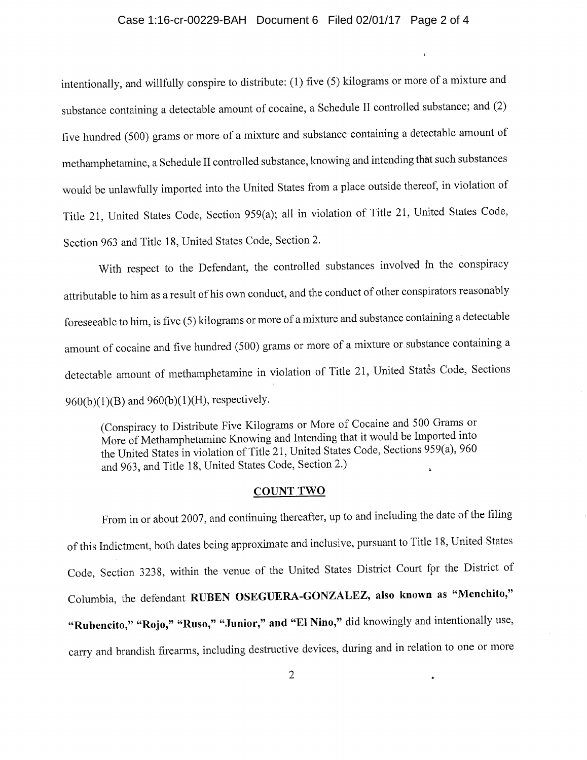intentionally, and willfully conspire to distribute: (1) five (5) kilograms or more of a mixture and substance containing a detectable amount of cocaine, a Schedule II controlled substance; and (2) five hundred (500) grams or more of a mixture and substance containing a detectable amount of methamphetamine, a Schedule II controlled substance, knowing and intending that such substances would be unlawfully imported into the United States from a place outside thereof, in violation of Title 21, United States Code, Section 959(a); all in violation of Title 21, United States Code, Section 963 and Title 18, United States Code, Section 2.

With respect to the Defendant, the controlled substances involved in the conspiracy attributable to him as a result of his own conduct, and the conduct of other conspirators reasonably foreseeable to him, is five (5) kilograms or more of a mixture and substance containing a detectable amount of cocaine and five hundred (500) grams or more of a mixture or substance containing a detectable amount of methamphetamine in violation of Title 21, United States Code, Sections 960(b)(1)(B) and 960(b)(1)(H), respectively.

> (Conspiracy to Distribute Five Kilograms or More of Cocaine and 500 Grams or More of Methamphetamine Knowing and Intending that it would be Imported into the United States in violation of Title 21, United States Code, Sections 959(a), 960 and 963, and Title 18, United States Code, Section 2.)

## COUNT TWO

From in or about 2007, and continuing thereafter, up to and including the date of the filing of this Indictment, both dates being approximate and inclusive, pursuant to Title 18, United States Code, Section 3238, within the venue of the United States District Court for the District of Columbia, the defendant **RUBEN OSEGUERA-GONZALEZ, also known as "Menchito," "Rubencito," "Rojo," "Ruso," "Junior," and "El Nino,"** did knowingly and intentionally use, carry and brandish firearms, including destructive devices, during and in relation to one or more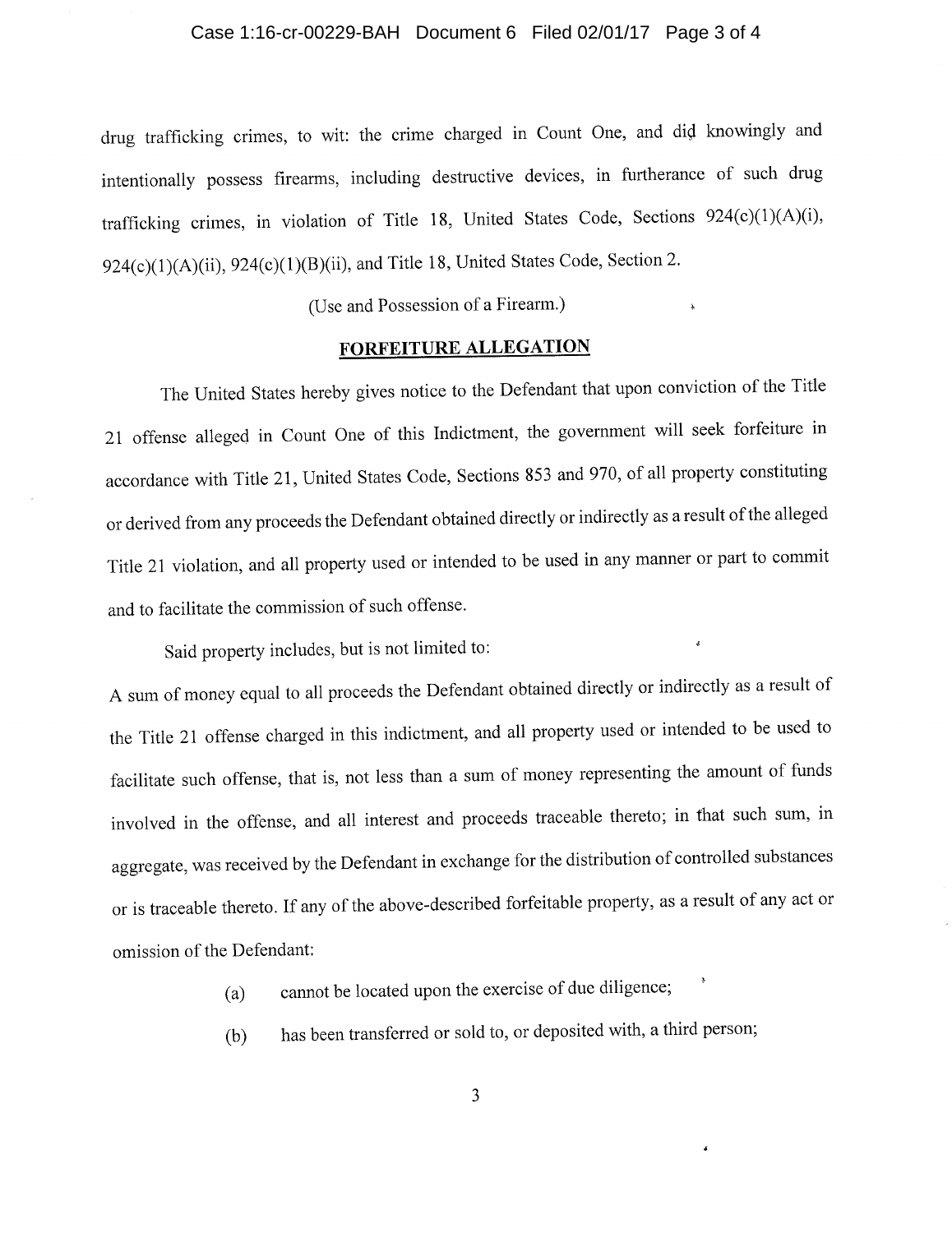drug trafficking crimes, to wit: the crime charged in Count One, and did knowingly and intentionally possess firearms, including destructive devices, in furtherance of such drug trafficking crimes, in violation of Title 18, United States Code, Sections 924(c)(1)(A)(i), 924(c)(1)(A)(ii), 924(c)(1)(B)(ii), and Title 18, United States Code, Section 2.

(Use and Possession of a Firearm.)

## FORFEITURE ALLEGATION

The United States hereby gives notice to the Defendant that upon conviction of the Title 21 offense alleged in Count One of this Indictment, the government will seek forfeiture in accordance with Title 21, United States Code, Sections 853 and 970, of all property constituting or derived from any proceeds the Defendant obtained directly or indirectly as a result of the alleged Title 21 violation, and all property used or intended to be used in any manner or part to commit and to facilitate the commission of such offense.

Said property includes, but is not limited to:

A sum of money equal to all proceeds the Defendant obtained directly or indirectly as a result of the Title 21 offense charged in this indictment, and all property used or intended to be used to facilitate such offense, that is, not less than a sum of money representing the amount of funds involved in the offense, and all interest and proceeds traceable thereto; in that such sum, in aggregate, was received by the Defendant in exchange for the distribution of controlled substances or is traceable thereto. If any of the above-described forfeitable property, as a result of any act or omission of the Defendant:

(a) cannot be located upon the exercise of due diligence;

(b) has been transferred or sold to, or deposited with, a third person;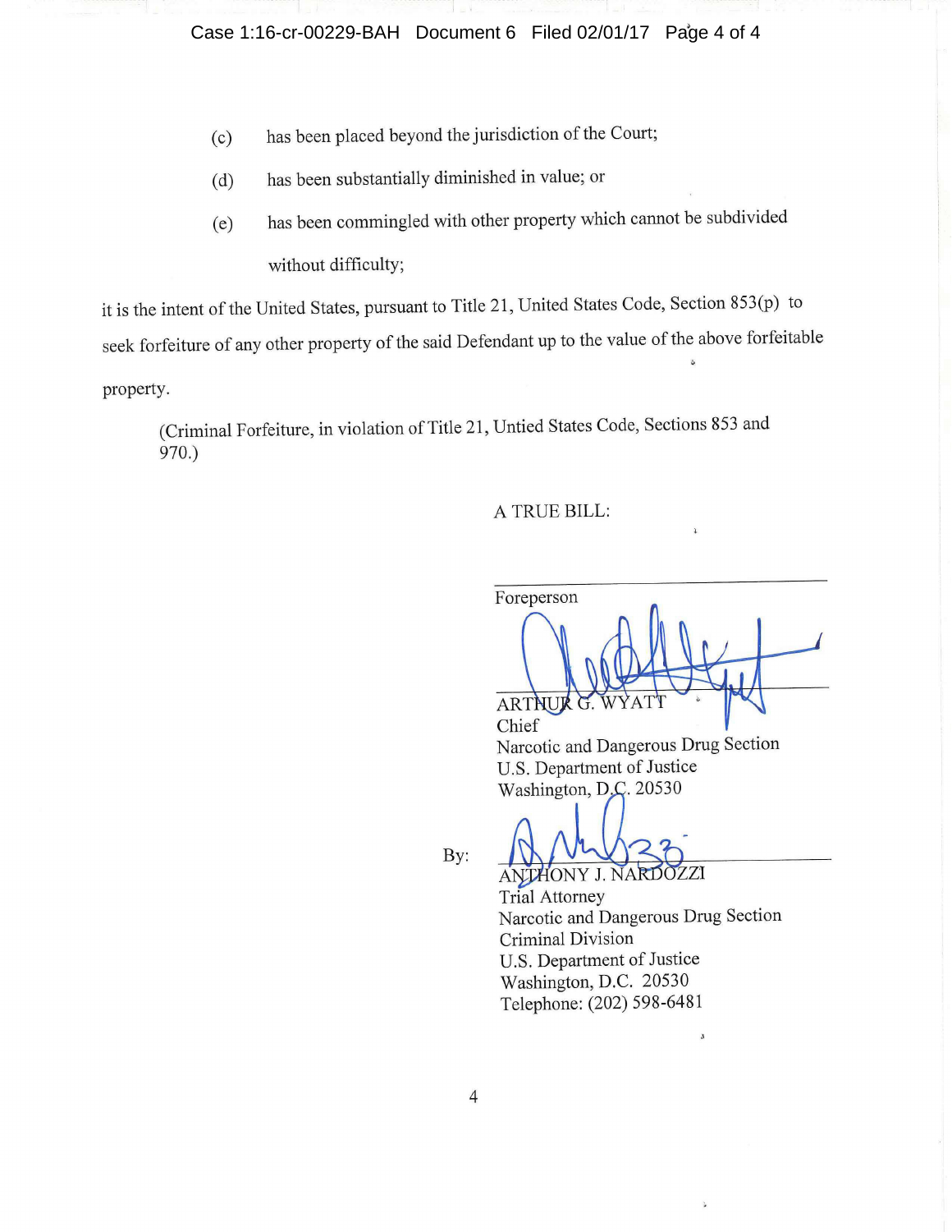(c) has been placed beyond the jurisdiction of the Court;

(d) has been substantially diminished in value; or

(e) has been commingled with other property which cannot be subdivided without difficulty;

it is the intent of the United States, pursuant to Title 21, United States Code, Section 853(p) to seek forfeiture of any other property of the said Defendant up to the value of the above forfeitable property.

(Criminal Forfeiture, in violation of Title 21, Untied States Code, Sections 853 and 970.)

A TRUE BILL:

Foreperson

ARTHUR G. WYATT
Chief
Narcotic and Dangerous Drug Section
U.S. Department of Justice
Washington, D.C. 20530

By:

ANTHONY J. NARDOZZI
Trial Attorney
Narcotic and Dangerous Drug Section
Criminal Division
U.S. Department of Justice
Washington, D.C. 20530
Telephone: (202) 598-6481